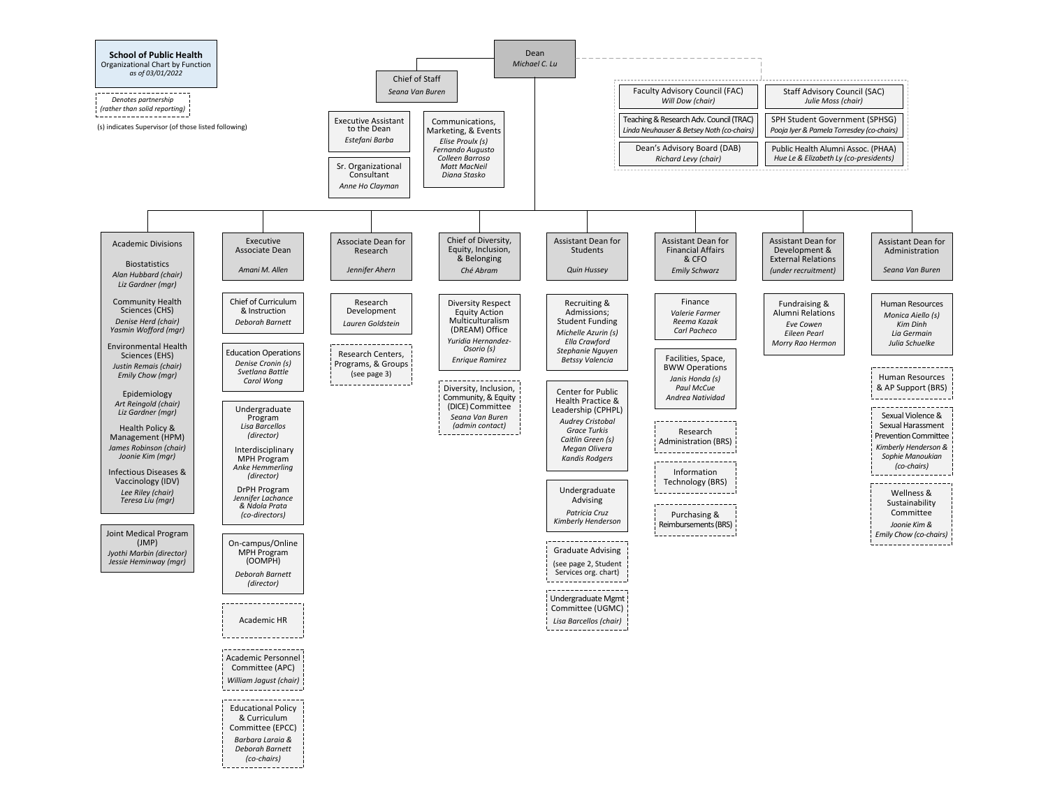# School of Public Health

Organizational Chart by Function

*as of 03/01/2022*

*Denotes partnership (rather than solid reporting)* [dashed boxes]

(s) indicates Supervisor (of those listed following)

## Dean

*Michael C. Lu*

### Chief of Staff

*Seana Van Buren*

- Executive Assistant to the Dean — *Estefani Barba*
- Sr. Organizational Consultant — *Anne Ho Clayman*
- Communications, Marketing, & Events — *Elise Proulx (s), Fernando Augusto, Colleen Barroso, Matt MacNeil, Diana Stasko*

### Advisory Groups (partnership)

- Faculty Advisory Council (FAC) — *Will Dow (chair)*
- Staff Advisory Council (SAC) — *Julie Moss (chair)*
- Teaching & Research Adv. Council (TRAC) — *Linda Neuhauser & Betsey Noth (co-chairs)*
- SPH Student Government (SPHSG) — *Pooja Iyer & Pamela Torresdey (co-chairs)*
- Dean's Advisory Board (DAB) — *Richard Levy (chair)*
- Public Health Alumni Assoc. (PHAA) — *Hue Le & Elizabeth Ly (co-presidents)*

### Academic Divisions

- Biostatistics — *Alan Hubbard (chair), Liz Gardner (mgr)*
- Community Health Sciences (CHS) — *Denise Herd (chair), Yasmin Wofford (mgr)*
- Environmental Health Sciences (EHS) — *Justin Remais (chair), Emily Chow (mgr)*
- Epidemiology — *Art Reingold (chair), Liz Gardner (mgr)*
- Health Policy & Management (HPM) — *James Robinson (chair), Joonie Kim (mgr)*
- Infectious Diseases & Vaccinology (IDV) — *Lee Riley (chair), Teresa Liu (mgr)*

Joint Medical Program (JMP) — *Jyothi Marbin (director), Jessie Heminway (mgr)*

### Executive Associate Dean

*Amani M. Allen*

- Chief of Curriculum & Instruction — *Deborah Barnett*
- Education Operations — *Denise Cronin (s), Svetlana Battle, Carol Wong*
- Undergraduate Program — *Lisa Barcellos (director)*
- Interdisciplinary MPH Program — *Anke Hemmerling (director)*
- DrPH Program — *Jennifer Lachance & Ndola Prata (co-directors)*
- On-campus/Online MPH Program (OOMPH) — *Deborah Barnett (director)*
- Academic HR (partnership)
- Academic Personnel Committee (APC) — *William Jagust (chair)* (partnership)
- Educational Policy & Curriculum Committee (EPCC) — *Barbara Laraia & Deborah Barnett (co-chairs)* (partnership)

### Associate Dean for Research

*Jennifer Ahern*

- Research Development — *Lauren Goldstein*
- Research Centers, Programs, & Groups (see page 3) (partnership)

### Chief of Diversity, Equity, Inclusion, & Belonging

*Ché Abram*

- Diversity Respect Equity Action Multiculturalism (DREAM) Office — *Yuridia Hernandez-Osorio (s), Enrique Ramirez*
- Diversity, Inclusion, Community, & Equity (DICE) Committee — *Seana Van Buren (admin contact)* (partnership)

### Assistant Dean for Students

*Quin Hussey*

- Recruiting & Admissions; Student Funding — *Michelle Azurin (s), Ella Crawford, Stephanie Nguyen, Betssy Valencia*
- Center for Public Health Practice & Leadership (CPHPL) — *Audrey Cristobal, Grace Turkis, Caitlin Green (s), Megan Olivera, Kandis Rodgers*
- Undergraduate Advising — *Patricia Cruz, Kimberly Henderson*
- Graduate Advising (see page 2, Student Services org. chart) (partnership)
- Undergraduate Mgmt Committee (UGMC) — *Lisa Barcellos (chair)* (partnership)

### Assistant Dean for Financial Affairs & CFO

*Emily Schwarz*

- Finance — *Valerie Farmer, Reema Kazak, Carl Pacheco*
- Facilities, Space, BWW Operations — *Janis Honda (s), Paul McCue, Andrea Natividad*
- Research Administration (BRS) (partnership)
- Information Technology (BRS) (partnership)
- Purchasing & Reimbursements (BRS) (partnership)

### Assistant Dean for Development & External Relations

*(under recruitment)*

- Fundraising & Alumni Relations — *Eve Cowen, Eileen Pearl, Morry Rao Hermon*

### Assistant Dean for Administration

*Seana Van Buren*

- Human Resources — *Monica Aiello (s), Kim Dinh, Lia Germain, Julia Schuelke*
- Human Resources & AP Support (BRS) (partnership)
- Sexual Violence & Sexual Harassment Prevention Committee — *Kimberly Henderson & Sophie Manoukian (co-chairs)* (partnership)
- Wellness & Sustainability Committee — *Joonie Kim & Emily Chow (co-chairs)* (partnership)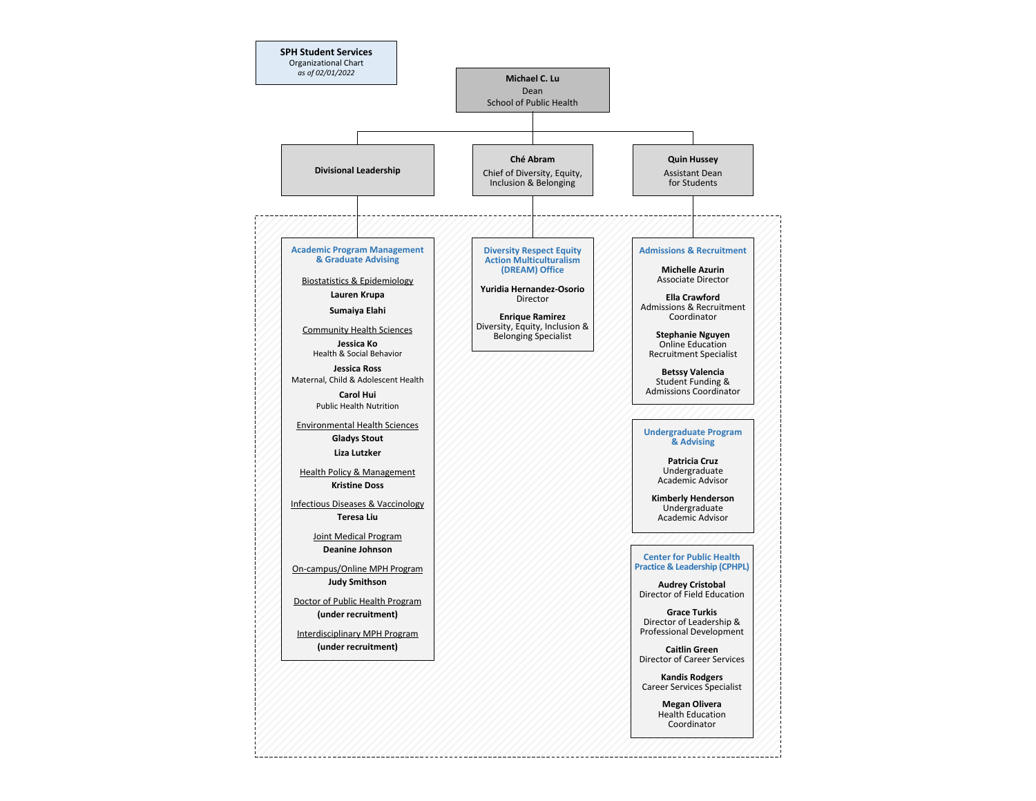**SPH Student Services**
Organizational Chart
*as of 02/01/2022*

**Michael C. Lu**
Dean
School of Public Health

## Divisional Leadership

### Academic Program Management & Graduate Advising

Biostatistics & Epidemiology
- **Lauren Krupa**
- **Sumaiya Elahi**

Community Health Sciences
- **Jessica Ko** — Health & Social Behavior
- **Jessica Ross** — Maternal, Child & Adolescent Health
- **Carol Hui** — Public Health Nutrition

Environmental Health Sciences
- **Gladys Stout**
- **Liza Lutzker**

Health Policy & Management
- **Kristine Doss**

Infectious Diseases & Vaccinology
- **Teresa Liu**

Joint Medical Program
- **Deanine Johnson**

On-campus/Online MPH Program
- **Judy Smithson**

Doctor of Public Health Program
- **(under recruitment)**

Interdisciplinary MPH Program
- **(under recruitment)**

## Ché Abram
Chief of Diversity, Equity, Inclusion & Belonging

### Diversity Respect Equity Action Multiculturalism (DREAM) Office

- **Yuridia Hernandez-Osorio** — Director
- **Enrique Ramirez** — Diversity, Equity, Inclusion & Belonging Specialist

## Quin Hussey
Assistant Dean for Students

### Admissions & Recruitment

- **Michelle Azurin** — Associate Director
- **Ella Crawford** — Admissions & Recruitment Coordinator
- **Stephanie Nguyen** — Online Education Recruitment Specialist
- **Betssy Valencia** — Student Funding & Admissions Coordinator

### Undergraduate Program & Advising

- **Patricia Cruz** — Undergraduate Academic Advisor
- **Kimberly Henderson** — Undergraduate Academic Advisor

### Center for Public Health Practice & Leadership (CPHPL)

- **Audrey Cristobal** — Director of Field Education
- **Grace Turkis** — Director of Leadership & Professional Development
- **Caitlin Green** — Director of Career Services
- **Kandis Rodgers** — Career Services Specialist
- **Megan Olivera** — Health Education Coordinator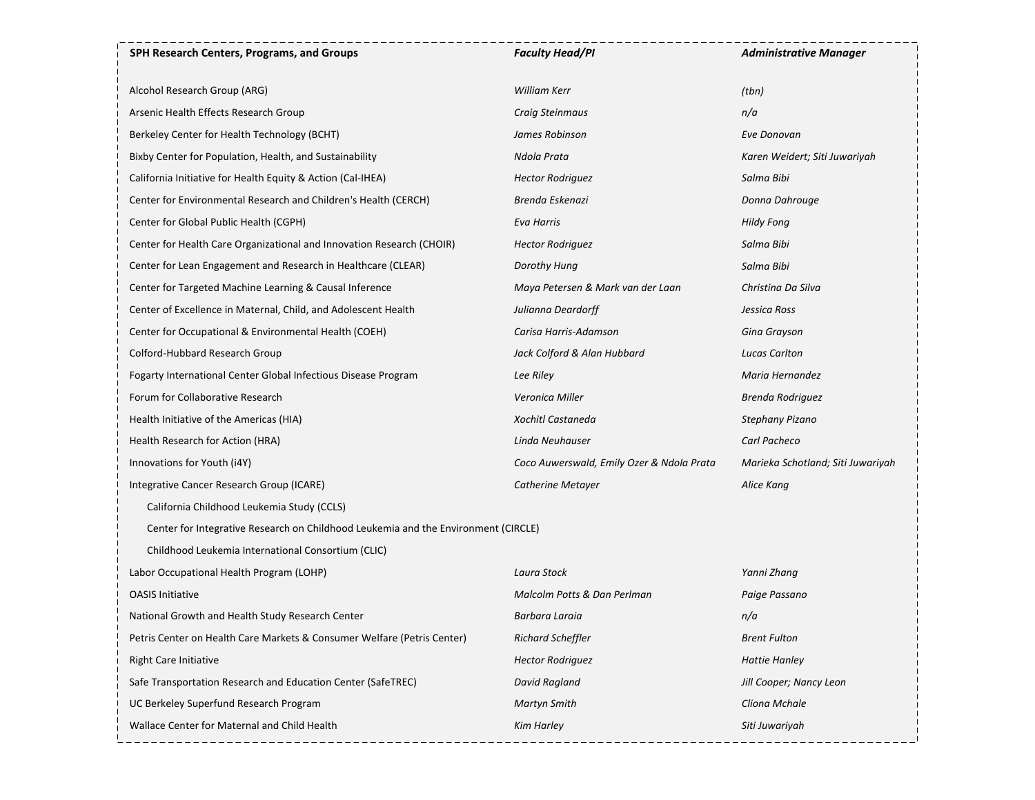| SPH Research Centers, Programs, and Groups | *Faculty Head/PI* | *Administrative Manager* |
|---|---|---|
| Alcohol Research Group (ARG) | *William Kerr* | *(tbn)* |
| Arsenic Health Effects Research Group | *Craig Steinmaus* | *n/a* |
| Berkeley Center for Health Technology (BCHT) | *James Robinson* | *Eve Donovan* |
| Bixby Center for Population, Health, and Sustainability | *Ndola Prata* | *Karen Weidert; Siti Juwariyah* |
| California Initiative for Health Equity & Action (Cal-IHEA) | *Hector Rodriguez* | *Salma Bibi* |
| Center for Environmental Research and Children's Health (CERCH) | *Brenda Eskenazi* | *Donna Dahrouge* |
| Center for Global Public Health (CGPH) | *Eva Harris* | *Hildy Fong* |
| Center for Health Care Organizational and Innovation Research (CHOIR) | *Hector Rodriguez* | *Salma Bibi* |
| Center for Lean Engagement and Research in Healthcare (CLEAR) | *Dorothy Hung* | *Salma Bibi* |
| Center for Targeted Machine Learning & Causal Inference | *Maya Petersen & Mark van der Laan* | *Christina Da Silva* |
| Center of Excellence in Maternal, Child, and Adolescent Health | *Julianna Deardorff* | *Jessica Ross* |
| Center for Occupational & Environmental Health (COEH) | *Carisa Harris-Adamson* | *Gina Grayson* |
| Colford-Hubbard Research Group | *Jack Colford & Alan Hubbard* | *Lucas Carlton* |
| Fogarty International Center Global Infectious Disease Program | *Lee Riley* | *Maria Hernandez* |
| Forum for Collaborative Research | *Veronica Miller* | *Brenda Rodriguez* |
| Health Initiative of the Americas (HIA) | *Xochitl Castaneda* | *Stephany Pizano* |
| Health Research for Action (HRA) | *Linda Neuhauser* | *Carl Pacheco* |
| Innovations for Youth (i4Y) | *Coco Auwerswald, Emily Ozer & Ndola Prata* | *Marieka Schotland; Siti Juwariyah* |
| Integrative Cancer Research Group (ICARE) | *Catherine Metayer* | *Alice Kang* |
| California Childhood Leukemia Study (CCLS) | | |
| Center for Integrative Research on Childhood Leukemia and the Environment (CIRCLE) | | |
| Childhood Leukemia International Consortium (CLIC) | | |
| Labor Occupational Health Program (LOHP) | *Laura Stock* | *Yanni Zhang* |
| OASIS Initiative | *Malcolm Potts & Dan Perlman* | *Paige Passano* |
| National Growth and Health Study Research Center | *Barbara Laraia* | *n/a* |
| Petris Center on Health Care Markets & Consumer Welfare (Petris Center) | *Richard Scheffler* | *Brent Fulton* |
| Right Care Initiative | *Hector Rodriguez* | *Hattie Hanley* |
| Safe Transportation Research and Education Center (SafeTREC) | *David Ragland* | *Jill Cooper; Nancy Leon* |
| UC Berkeley Superfund Research Program | *Martyn Smith* | *Cliona Mchale* |
| Wallace Center for Maternal and Child Health | *Kim Harley* | *Siti Juwariyah* |